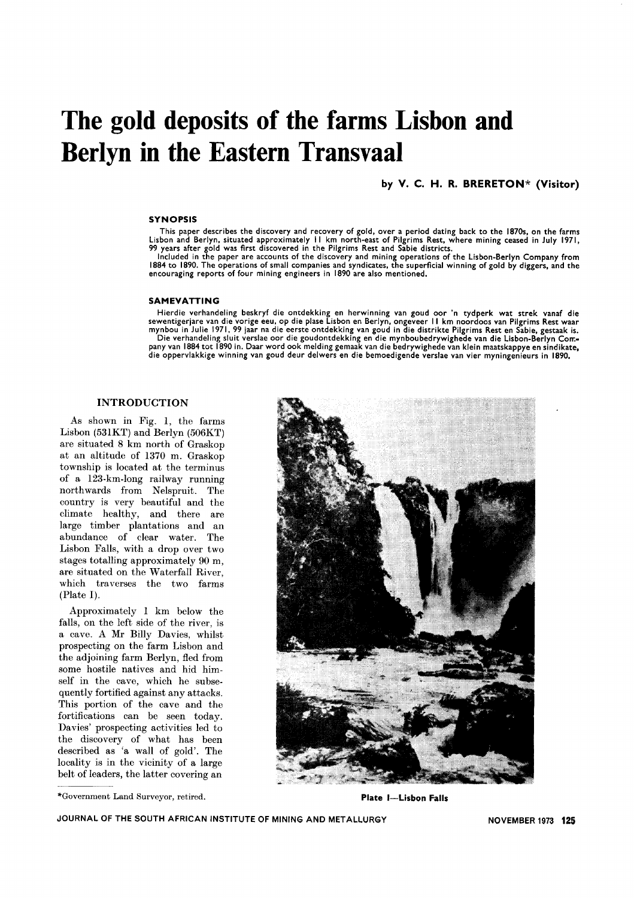# The gold deposits of the farms Lisbon and Berlyn in the Eastern Transvaal

**by V. C. H. R. BRERETON\* (Visitor)**

### SYNOPSIS

This paper describes the discovery and recovery of gold, over a period dating back to the 1870s, on the farms Lisbon and Berlyn, situated approximately 11 km north-east of Pilgrims Rest, where mining ceased in July 1971, 99 years after gold was first discovered in the Pilgrims Rest and Sabie districts.

Included in the paper are accounts of the discovery and mining operations of the Lisbon-Berlyn Company from 1884 to 1890. The operations of small companies and syndicates, the superficial winning of gold by diggers, and the encouraging reports of four mining engineers in 1890 are also mentioned.

### SAMEVATTING

Hierdie verhandeling beskryf die ontdekking en herwinning van goud oor 'n tydperk wat strek vanaf die sewentigerjare van die vorige eeu, op die plase Lisbon en Berlyn, ongeveer 11 km noordoos van Pilgrims Rest waar mynbou in Julie 1971, 99 jaar na die eerste ontdekking van goud in die distrikte Pilgrims Rest en Sabie, gestaak is.

Die verhandeling sluit verslae oor die goudontdekking en die mynboubedrywighede van die Lisbon-Berlyn Company van 1884 tot 1890 in. Daar word ook melding gemaak van die bedrywighede van klein maatskappye en sindikate, die oppervlakkige winning van goud deur delwers en die bemoedigende verslae van vier myningenieurs in 1890.

## INTRODUCTION

As shown in Fig. 1, the farms Lisbon (531KT) and Berlyn (506KT) are situated 8 km north of Graskop at an altitude of 1370 m. Graskop township is located at the terminus of a 123-km-long railway running northwards from Nelspruit. The country is very beautiful and the climate healthy, and there are large timber plantations and an abundance of clear water. The Lisbon Falls, with a drop over two stages totalling approximately 90 m, are situated on the Waterfall River, which traverses the two farms (Plate I).

Approximately 1 km below the falls, on the left side of the river, is a cave. A Mr Billy Davies, whilst prospecting on the farm Lisbon and the adjoining farm Berlyn, fled from some hostile natives and hid himself in the cave, which he subsequently fortified against any attacks. This portion of the cave and the fortifications can be seen today. Davies' prospecting activities led to the discovery of what has been described as 'a wall of gold'. The locality is in the vicinity of a large belt of leaders, the latter covering an

Plate I—Lisbon Falls

\*Government Land Surveyor, retired.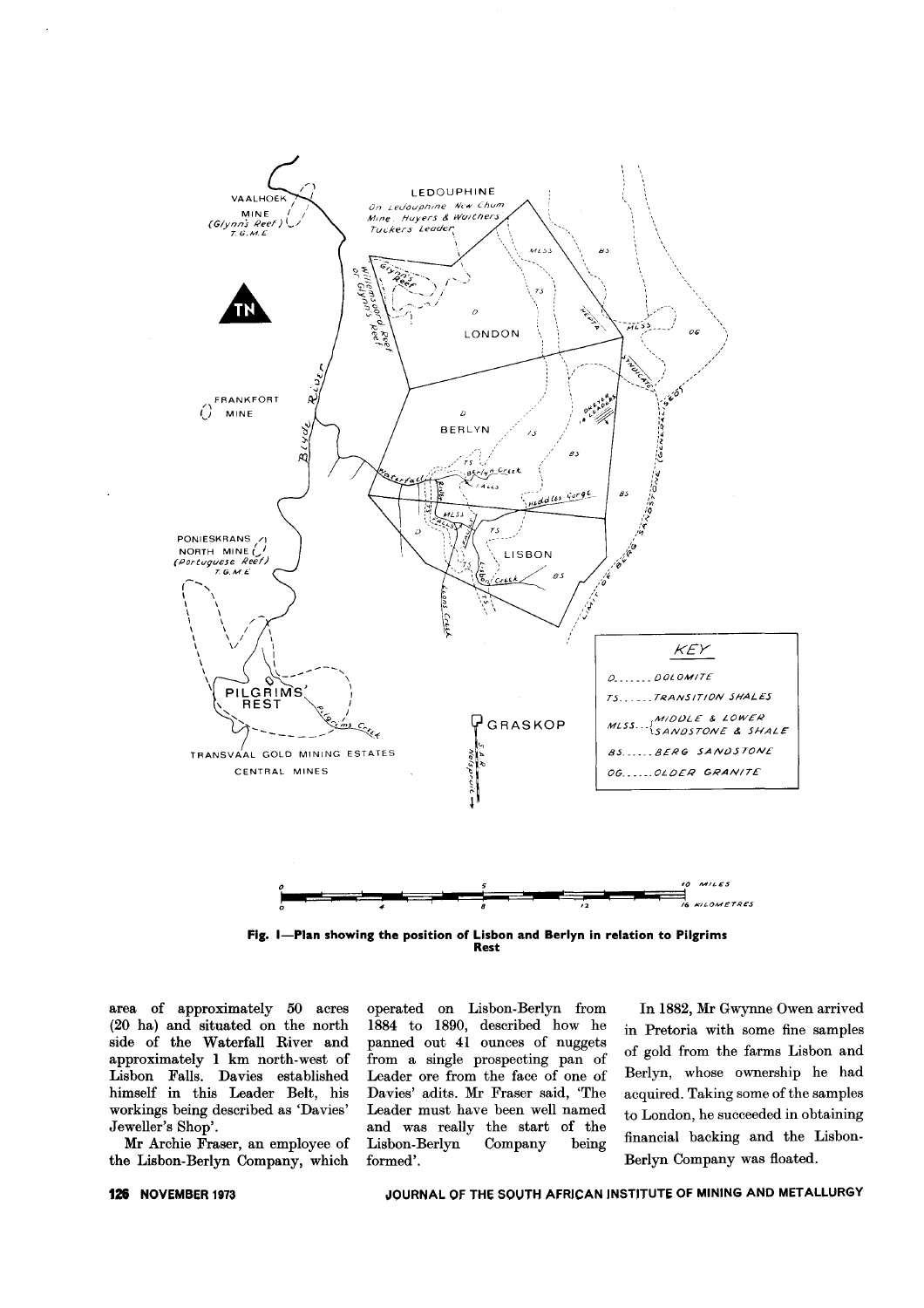**Fig. 1—Plan showing the position of Lisbon and Berlyn in relation to Pilgrims Rest**

area of approximately 50 acres (20 ha) and situated on the north side of the Waterfall River and approximately 1 km north-west of Lisbon Falls. Davies established himself in this Leader Belt, his workings being described as 'Davies' Jeweller's Shop'.

Mr Archie Fraser, an employee of the Lisbon-Berlyn Company, which operated on Lisbon-Berlyn from 1884 to 1890, described how he panned out 41 ounces of nuggets from a single prospecting pan of Leader ore from the face of one of Davies' adits. Mr Fraser said, 'The Leader must have been well named and was really the start of the Lisbon-Berlyn Company being formed'.

In 1882, Mr Gwynne Owen arrived in Pretoria with some fine samples of gold from the farms Lisbon and Berlyn, whose ownership he had acquired. Taking some of the samples to London, he succeeded in obtaining financial backing and the Lisbon-Berlyn Company was floated.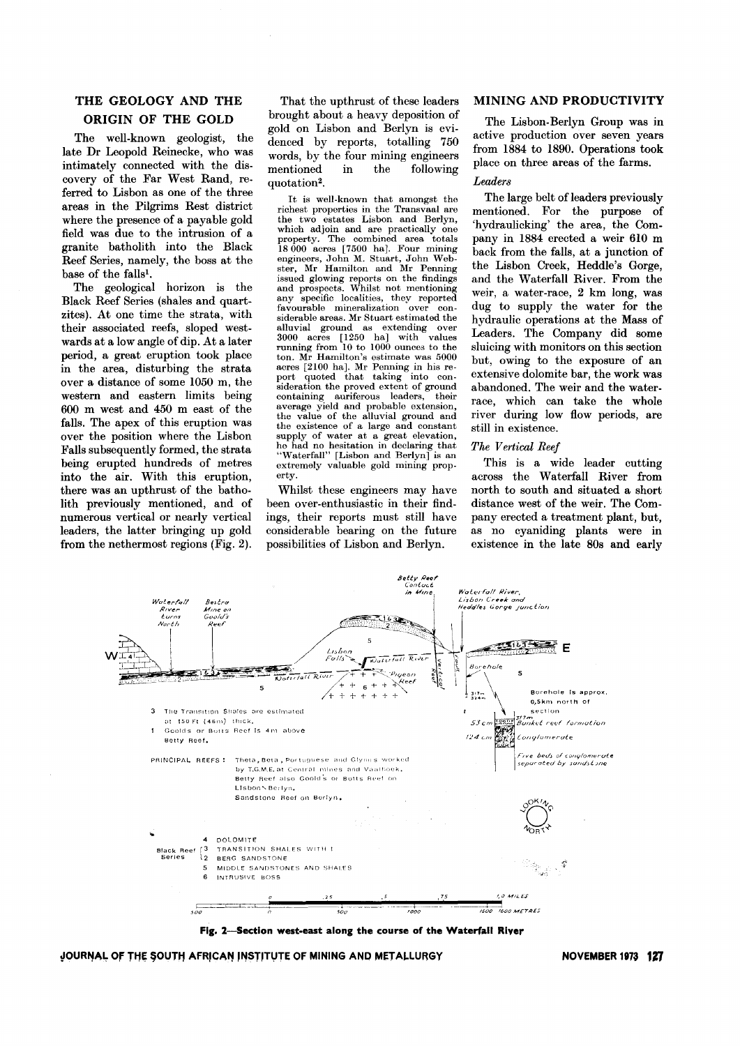## THE GEOLOGY AND THE ORIGIN OF THE GOLD

The well-known geologist, the late Dr Leopold Reinecke, who was intimately connected with the discovery of the Far West Rand, referred to Lisbon as one of the three areas in the Pilgrims Rest district where the presence of a payable gold field was due to the intrusion of a granite batholith into the Black Reef Series, namely, the boss at the base of the falls[1].

The geological horizon is the Black Reef Series (shales and quartzites). At one time the strata, with their associated reefs, sloped westwards at a low angle of dip. At a later period, a great eruption took place in the area, disturbing the strata over a distance of some 1050 m, the western and eastern limits being 600 m west and 450 m east of the falls. The apex of this eruption was over the position where the Lisbon Falls subsequently formed, the strata being erupted hundreds of metres into the air. With this eruption, there was an upthrust of the batholith previously mentioned, and of numerous vertical or nearly vertical leaders, the latter bringing up gold from the nethermost regions (Fig. 2).

That the upthrust of these leaders brought about a heavy deposition of gold on Lisbon and Berlyn is evidenced by reports, totalling 750 words, by the four mining engineers mentioned in the following quotation[2].

> It is well-known that amongst the richest properties in the Transvaal are the two estates Lisbon and Berlyn, which adjoin and are practically one property. The combined area totals 18 000 acres [7500 ha]. Four mining engineers, John M. Stuart, John Webster, Mr Hamilton and Mr Penning issued glowing reports on the findings and prospects. Whilst not mentioning any specific localities, they reported favourable mineralization over considerable areas. Mr Stuart estimated the alluvial ground as extending over 3000 acres [1250 ha] with values running from 10 to 1000 ounces to the ton. Mr Hamilton's estimate was 5000 acres [2100 ha]. Mr Penning in his report quoted that taking into consideration the proved extent of ground containing auriferous leaders, their average yield and probable extension, the value of the alluvial ground and the existence of a large and constant supply of water at a great elevation, he had no hesitation in declaring that "Waterfall" [Lisbon and Berlyn] is an extremely valuable gold mining property.

Whilst these engineers may have been over-enthusiastic in their findings, their reports must still have considerable bearing on the future possibilities of Lisbon and Berlyn.

## MINING AND PRODUCTIVITY

The Lisbon-Berlyn Group was in active production over seven years from 1884 to 1890. Operations took place on three areas of the farms.

### *Leaders*

The large belt of leaders previously mentioned. For the purpose of 'hydraulicking' the area, the Company in 1884 erected a weir 610 m back from the falls, at a junction of the Lisbon Creek, Heddle's Gorge, and the Waterfall River. From the weir, a water-race, 2 km long, was dug to supply the water for the hydraulic operations at the Mass of Leaders. The Company did some sluicing with monitors on this section but, owing to the exposure of an extensive dolomite bar, the work was abandoned. The weir and the water-race, which can take the whole river during low flow periods, are still in existence.

### *The Vertical Reef*

This is a wide leader cutting across the Waterfall River from north to south and situated a short distance west of the weir. The Company erected a treatment plant, but, as no cyaniding plants were in existence in the late 80s and early

Waterfall River turns North | Bestra Mine on Goold's Reef | Betty Reef Contact in Mine | Waterfall River, Lisbon Creek and Heddles Gorge junction | Lisbon Falls | Waterfall River | Pigeon Reef | Vertical Reef | Borehole | Borehole is approx. 0,5km north of section | 3,17m | 53 cm | 124 cm | Bunket reef formation | Conglomerate | Five beds of conglomerate separated by sandstone | W | E | LOOKING NORTH

3 The Transition Shales are estimated at 150 Ft (46m) thick.
1 Goolds or Botts Reef is 4m above Betty Reef.

PRINCIPAL REEFS: Theta, Beta, Portuguese and Glynn's worked by T.G.M.E. at Central mines and Vaalhoek. Betty Reef also Goold's or Botts Reef on Lisbon & Berlyn. Sandstone Reef on Berlyn.

4 DOLOMITE
Black Reef Series: 3 TRANSITION SHALES WITH 1; 2 BERG SANDSTONE
5 MIDDLE SANDSTONES AND SHALES
6 INTRUSIVE BOSS

0 .25 .5 .75 1,0 MILES
500 0 500 1000 1500 1600 METRES

**Fig. 2—Section west-east along the course of the Waterfall River**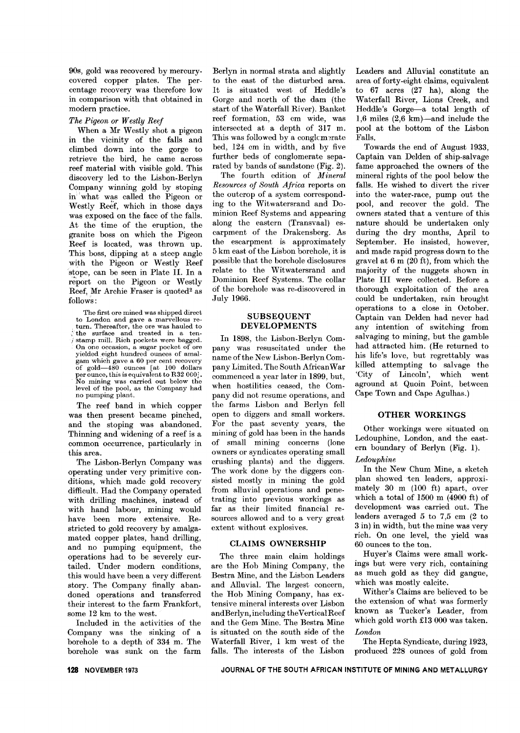90s, gold was recovered by mercury-covered copper plates. The percentage recovery was therefore low in comparison with that obtained in modern practice.

*The Pigeon or Westly Reef*

When a Mr Westly shot a pigeon in the vicinity of the falls and climbed down into the gorge to retrieve the bird, he came across reef material with visible gold. This discovery led to the Lisbon-Berlyn Company winning gold by stoping in what was called the Pigeon or Westly Reef, which in those days was exposed on the face of the falls. At the time of the eruption, the granite boss on which the Pigeon Reef is located, was thrown up. This boss, dipping at a steep angle with the Pigeon or Westly Reef stope, can be seen in Plate II. In a report on the Pigeon or Westly Reef, Mr Archie Fraser is quoted[2] as follows:

> The first ore mined was shipped direct to London and gave a marvellous return. Thereafter, the ore was hauled to the surface and treated in a ten-stamp mill. Rich pockets were bagged. On one occasion, a sugar pocket of ore yielded eight hundred ounces of amalgam which gave a 60 per cent recovery of gold—480 ounces [at 100 dollars per ounce, this is equivalent to R32 000]. No mining was carried out below the level of the pool, as the Company had no pumping plant.

The reef band in which copper was then present became pinched, and the stoping was abandoned. Thinning and widening of a reef is a common occurrence, particularly in this area.

The Lisbon-Berlyn Company was operating under very primitive conditions, which made gold recovery difficult. Had the Company operated with drilling machines, instead of with hand labour, mining would have been more extensive. Restricted to gold recovery by amalgamated copper plates, hand drilling, and no pumping equipment, the operations had to be severely curtailed. Under modern conditions, this would have been a very different story. The Company finally abandoned operations and transferred their interest to the farm Frankfort, some 12 km to the west.

Included in the activities of the Company was the sinking of a borehole to a depth of 334 m. The borehole was sunk on the farm Berlyn in normal strata and slightly to the east of the disturbed area. It is situated west of Heddle's Gorge and north of the dam (the start of the Waterfall River). Banket reef formation, 53 cm wide, was intersected at a depth of 317 m. This was followed by a conglomerate bed, 124 cm in width, and by five further beds of conglomerate separated by bands of sandstone (Fig. 2).

The fourth edition of *Mineral Resources of South Africa* reports on the outcrop of a system corresponding to the Witwatersrand and Dominion Reef Systems and appearing along the eastern (Transvaal) escarpment of the Drakensberg. As the escarpment is approximately 5 km east of the Lisbon borehole, it is possible that the borehole disclosures relate to the Witwatersrand and Dominion Reef Systems. The collar of the borehole was re-discovered in July 1966.

## SUBSEQUENT DEVELOPMENTS

In 1898, the Lisbon-Berlyn Company was resuscitated under the name of the New Lisbon-Berlyn Company Limited. The South African War commenced a year later in 1899, but, when hostilities ceased, the Company did not resume operations, and the farms Lisbon and Berlyn fell open to diggers and small workers. For the past seventy years, the mining of gold has been in the hands of small mining concerns (lone owners or syndicates operating small crushing plants) and the diggers. The work done by the diggers consisted mostly in mining the gold from alluvial operations and penetrating into previous workings as far as their limited financial resources allowed and to a very great extent without explosives.

## CLAIMS OWNERSHIP

The three main claim holdings are the Hob Mining Company, the Bestra Mine, and the Lisbon Leaders and Alluvial. The largest concern, the Hob Mining Company, has extensive mineral interests over Lisbon and Berlyn, including the Vertical Reef and the Gem Mine. The Bestra Mine is situated on the south side of the Waterfall River, 1 km west of the falls. The interests of the Lisbon Leaders and Alluvial constitute an area of forty-eight claims, equivalent to 67 acres (27 ha), along the Waterfall River, Lions Creek, and Heddle's Gorge—a total length of 1,6 miles (2,6 km)—and include the pool at the bottom of the Lisbon Falls.

Towards the end of August 1933, Captain van Delden of ship-salvage fame approached the owners of the mineral rights of the pool below the falls. He wished to divert the river into the water-race, pump out the pool, and recover the gold. The owners stated that a venture of this nature should be undertaken only during the dry months, April to September. He insisted, however, and made rapid progress down to the gravel at 6 m (20 ft), from which the majority of the nuggets shown in Plate III were collected. Before a thorough exploitation of the area could be undertaken, rain brought operations to a close in October. Captain van Delden had never had any intention of switching from salvaging to mining, but the gamble had attracted him. (He returned to his life's love, but regrettably was killed attempting to salvage the 'City of Lincoln', which went aground at Quoin Point, between Cape Town and Cape Agulhas.)

## OTHER WORKINGS

Other workings were situated on Ledouphine, London, and the eastern boundary of Berlyn (Fig. 1).

*Ledouphine*

In the New Chum Mine, a sketch plan showed ten leaders, approximately 30 m (100 ft) apart, over which a total of 1500 m (4900 ft) of development was carried out. The leaders averaged 5 to 7,5 cm (2 to 3 in) in width, but the mine was very rich. On one level, the yield was 60 ounces to the ton.

Huyer's Claims were small workings but were very rich, containing as much gold as they did gangue, which was mostly calcite.

Wither's Claims are believed to be the extension of what was formerly known as Tucker's Leader, from which gold worth £13 000 was taken.

*London*

The Hepta Syndicate, during 1923, produced 228 ounces of gold from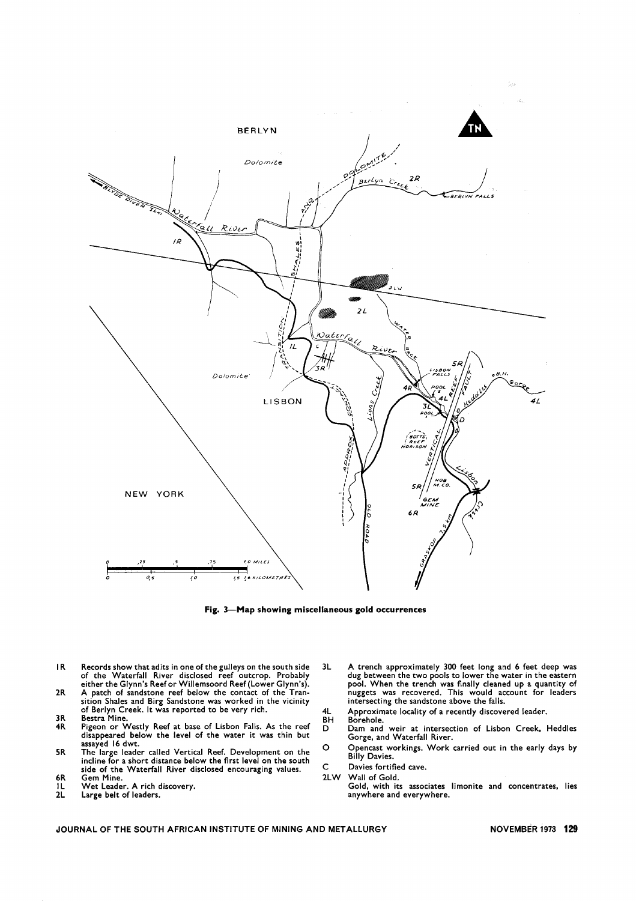**Fig. 3—Map showing miscellaneous gold occurrences**

- **1R** Records show that adits in one of the gulleys on the south side of the Waterfall River disclosed reef outcrop. Probably either the Glynn's Reef or Willemsoord Reef (Lower Glynn's).
- **2R** A patch of sandstone reef below the contact of the Transition Shales and Birg Sandstone was worked in the vicinity of Berlyn Creek. It was reported to be very rich.
- **3R** Bestra Mine.
- **4R** Pigeon or Westly Reef at base of Lisbon Falls. As the reef disappeared below the level of the water it was thin but assayed 16 dwt.
- **5R** The large leader called Vertical Reef. Development on the incline for a short distance below the first level on the south side of the Waterfall River disclosed encouraging values.
- **6R** Gem Mine.
- **1L** Wet Leader. A rich discovery.
- **2L** Large belt of leaders.
- **3L** A trench approximately 300 feet long and 6 feet deep was dug between the two pools to lower the water in the eastern pool. When the trench was finally cleaned up a quantity of nuggets was recovered. This would account for leaders intersecting the sandstone above the falls.
- **4L** Approximate locality of a recently discovered leader.
- **BH** Borehole.
- **D** Dam and weir at intersection of Lisbon Creek, Heddles Gorge, and Waterfall River.
- **O** Opencast workings. Work carried out in the early days by Billy Davies.
- **C** Davies fortified cave.
- **2LW** Wall of Gold. Gold, with its associates limonite and concentrates, lies anywhere and everywhere.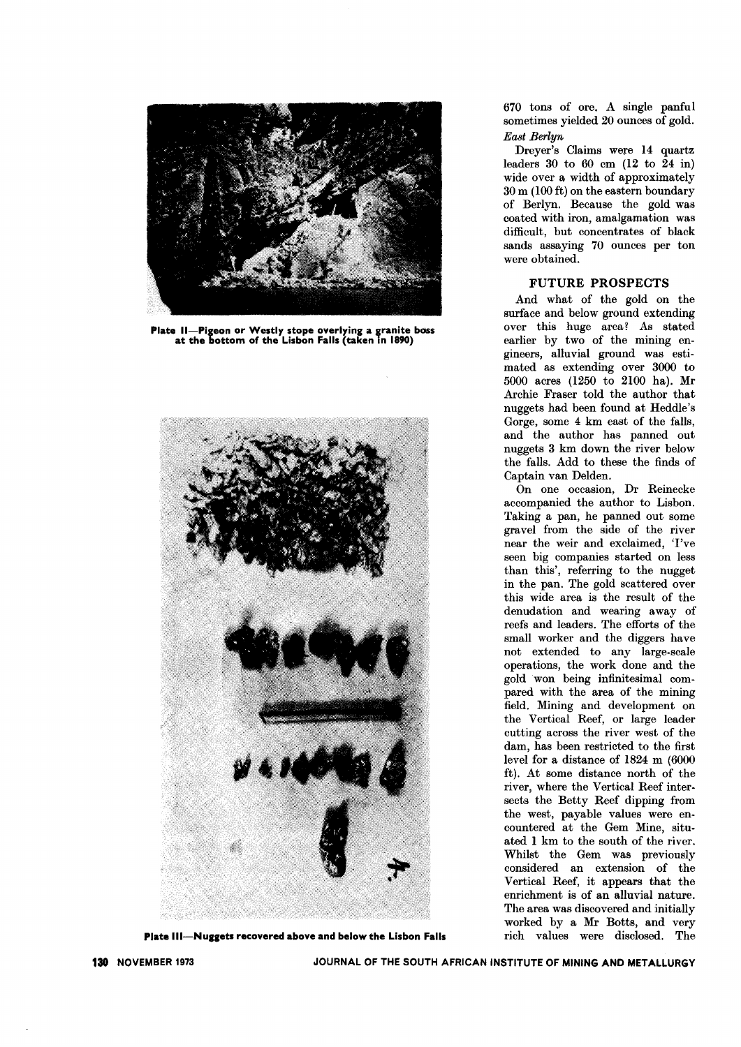Plate II—Pigeon or Westly stope overlying a granite boss at the bottom of the Lisbon Falls (taken in 1890)

Plate III—Nuggets recovered above and below the Lisbon Falls

670 tons of ore. A single panful sometimes yielded 20 ounces of gold.

*East Berlyn*

Dreyer's Claims were 14 quartz leaders 30 to 60 cm (12 to 24 in) wide over a width of approximately 30 m (100 ft) on the eastern boundary of Berlyn. Because the gold was coated with iron, amalgamation was difficult, but concentrates of black sands assaying 70 ounces per ton were obtained.

## FUTURE PROSPECTS

And what of the gold on the surface and below ground extending over this huge area? As stated earlier by two of the mining engineers, alluvial ground was estimated as extending over 3000 to 5000 acres (1250 to 2100 ha). Mr Archie Fraser told the author that nuggets had been found at Heddle's Gorge, some 4 km east of the falls, and the author has panned out nuggets 3 km down the river below the falls. Add to these the finds of Captain van Delden.

On one occasion, Dr Reinecke accompanied the author to Lisbon. Taking a pan, he panned out some gravel from the side of the river near the weir and exclaimed, 'I've seen big companies started on less than this', referring to the nugget in the pan. The gold scattered over this wide area is the result of the denudation and wearing away of reefs and leaders. The efforts of the small worker and the diggers have not extended to any large-scale operations, the work done and the gold won being infinitesimal compared with the area of the mining field. Mining and development on the Vertical Reef, or large leader cutting across the river west of the dam, has been restricted to the first level for a distance of 1824 m (6000 ft). At some distance north of the river, where the Vertical Reef intersects the Betty Reef dipping from the west, payable values were encountered at the Gem Mine, situated 1 km to the south of the river. Whilst the Gem was previously considered an extension of the Vertical Reef, it appears that the enrichment is of an alluvial nature. The area was discovered and initially worked by a Mr Botts, and very rich values were disclosed. The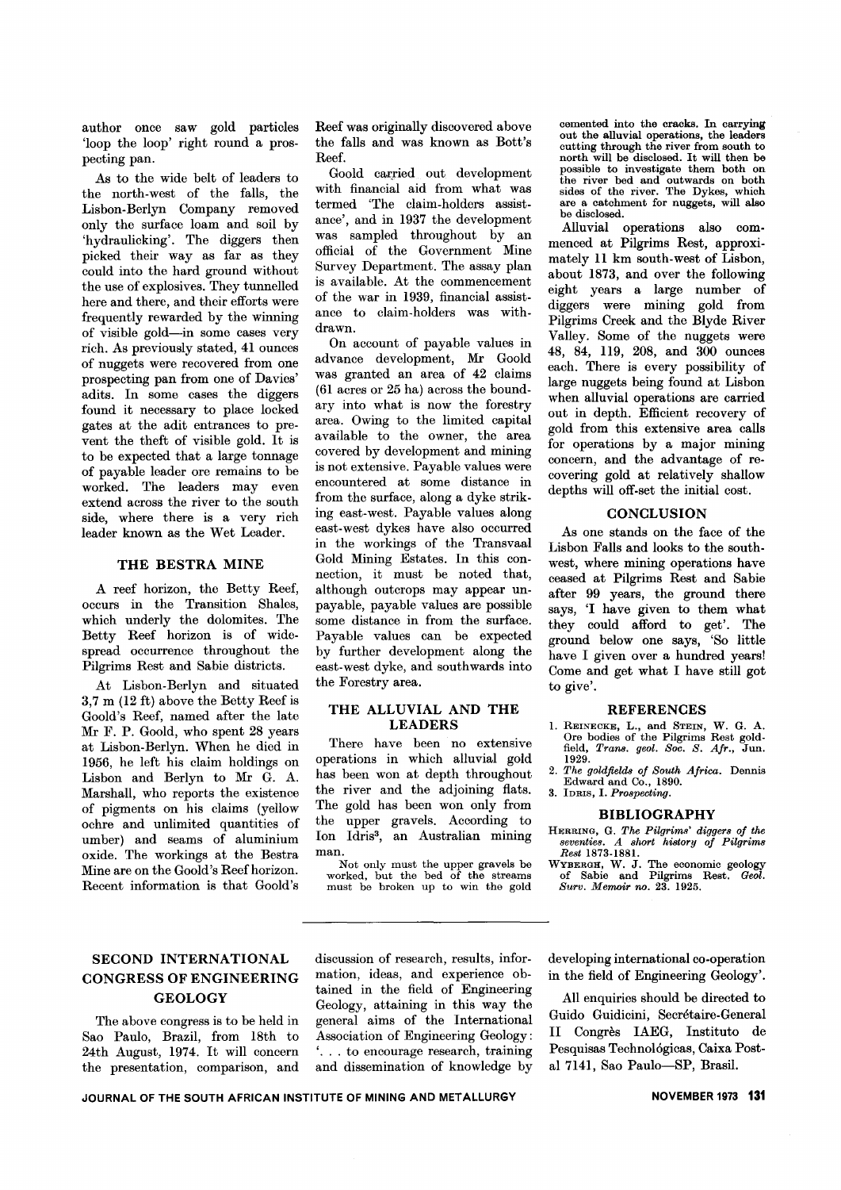author once saw gold particles 'loop the loop' right round a prospecting pan.

As to the wide belt of leaders to the north-west of the falls, the Lisbon-Berlyn Company removed only the surface loam and soil by 'hydraulicking'. The diggers then picked their way as far as they could into the hard ground without the use of explosives. They tunnelled here and there, and their efforts were frequently rewarded by the winning of visible gold—in some cases very rich. As previously stated, 41 ounces of nuggets were recovered from one prospecting pan from one of Davies' adits. In some cases the diggers found it necessary to place locked gates at the adit entrances to prevent the theft of visible gold. It is to be expected that a large tonnage of payable leader ore remains to be worked. The leaders may even extend across the river to the south side, where there is a very rich leader known as the Wet Leader.

## THE BESTRA MINE

A reef horizon, the Betty Reef, occurs in the Transition Shales, which underly the dolomites. The Betty Reef horizon is of widespread occurrence throughout the Pilgrims Rest and Sabie districts.

At Lisbon-Berlyn and situated 3,7 m (12 ft) above the Betty Reef is Goold's Reef, named after the late Mr F. P. Goold, who spent 28 years at Lisbon-Berlyn. When he died in 1956, he left his claim holdings on Lisbon and Berlyn to Mr G. A. Marshall, who reports the existence of pigments on his claims (yellow ochre and unlimited quantities of umber) and seams of aluminium oxide. The workings at the Bestra Mine are on the Goold's Reef horizon. Recent information is that Goold's Reef was originally discovered above the falls and was known as Bott's Reef.

Goold carried out development with financial aid from what was termed 'The claim-holders assistance', and in 1937 the development was sampled throughout by an official of the Government Mine Survey Department. The assay plan is available. At the commencement of the war in 1939, financial assistance to claim-holders was withdrawn.

On account of payable values in advance development, Mr Goold was granted an area of 42 claims (61 acres or 25 ha) across the boundary into what is now the forestry area. Owing to the limited capital available to the owner, the area covered by development and mining is not extensive. Payable values were encountered at some distance in from the surface, along a dyke striking east-west. Payable values along east-west dykes have also occurred in the workings of the Transvaal Gold Mining Estates. In this connection, it must be noted that, although outcrops may appear unpayable, payable values are possible some distance in from the surface. Payable values can be expected by further development along the east-west dyke, and southwards into the Forestry area.

## THE ALLUVIAL AND THE LEADERS

There have been no extensive operations in which alluvial gold has been won at depth throughout the river and the adjoining flats. The gold has been won only from the upper gravels. According to Ion Idris[3], an Australian mining man.

> Not only must the upper gravels be worked, but the bed of the streams must be broken up to win the gold cemented into the cracks. In carrying out the alluvial operations, the leaders cutting through the river from south to north will be disclosed. It will then be possible to investigate them both on the river bed and outwards on both sides of the river. The Dykes, which are a catchment for nuggets, will also be disclosed.

Alluvial operations also commenced at Pilgrims Rest, approximately 11 km south-west of Lisbon, about 1873, and over the following eight years a large number of diggers were mining gold from Pilgrims Creek and the Blyde River Valley. Some of the nuggets were 48, 84, 119, 208, and 300 ounces each. There is every possibility of large nuggets being found at Lisbon when alluvial operations are carried out in depth. Efficient recovery of gold from this extensive area calls for operations by a major mining concern, and the advantage of recovering gold at relatively shallow depths will off-set the initial cost.

## CONCLUSION

As one stands on the face of the Lisbon Falls and looks to the south-west, where mining operations have ceased at Pilgrims Rest and Sabie after 99 years, the ground there says, 'I have given to them what they could afford to get'. The ground below one says, 'So little have I given over a hundred years! Come and get what I have still got to give'.

## REFERENCES

1. Reinecke, L., and Stein, W. G. A. Ore bodies of the Pilgrims Rest goldfield, *Trans. geol. Soc. S. Afr.*, Jun. 1929.
2. *The goldfields of South Africa.* Dennis Edward and Co., 1890.
3. Idris, I. *Prospecting.*

## BIBLIOGRAPHY

Herring, G. *The Pilgrims' diggers of the seventies. A short history of Pilgrims Rest* 1873-1881.

Wybergh, W. J. The economic geology of Sabie and Pilgrims Rest. *Geol. Surv. Memoir no.* 23. 1925.

---

## SECOND INTERNATIONAL CONGRESS OF ENGINEERING GEOLOGY

The above congress is to be held in Sao Paulo, Brazil, from 18th to 24th August, 1974. It will concern the presentation, comparison, and discussion of research, results, information, ideas, and experience obtained in the field of Engineering Geology, attaining in this way the general aims of the International Association of Engineering Geology: '. . . to encourage research, training and dissemination of knowledge by developing international co-operation in the field of Engineering Geology'.

All enquiries should be directed to Guido Guidicini, Secrétaire-General II Congrès IAEG, Instituto de Pesquisas Technológicas, Caixa Postal 7141, Sao Paulo—SP, Brasil.